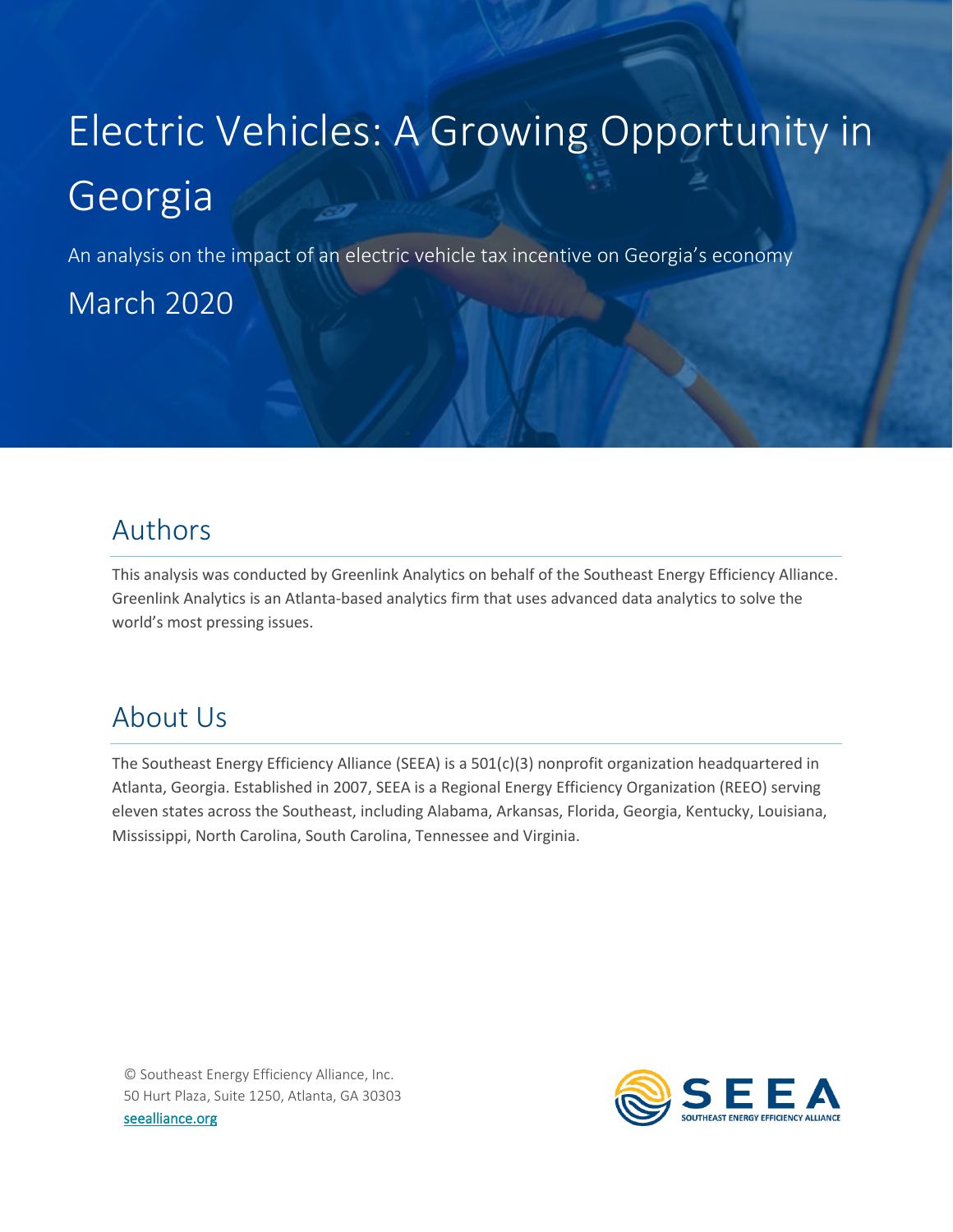# Electric Vehicles: A Growing Opportunity in Georgia

An analysis on the impact of an electric vehicle tax incentive on Georgia's economy

March 2020

## Authors

This analysis was conducted by Greenlink Analytics on behalf of the Southeast Energy Efficiency Alliance. Greenlink Analytics is an Atlanta-based analytics firm that uses advanced data analytics to solve the world's most pressing issues.

## About Us

The Southeast Energy Efficiency Alliance (SEEA) is a 501(c)(3) nonprofit organization headquartered in Atlanta, Georgia. Established in 2007, SEEA is a Regional Energy Efficiency Organization (REEO) serving eleven states across the Southeast, including Alabama, Arkansas, Florida, Georgia, Kentucky, Louisiana, Mississippi, North Carolina, South Carolina, Tennessee and Virginia.

© Southeast Energy Efficiency Alliance, Inc.
50 Hurt Plaza, Suite 1250, Atlanta, GA 30303
seealliance.org

SEEA
SOUTHEAST ENERGY EFFICIENCY ALLIANCE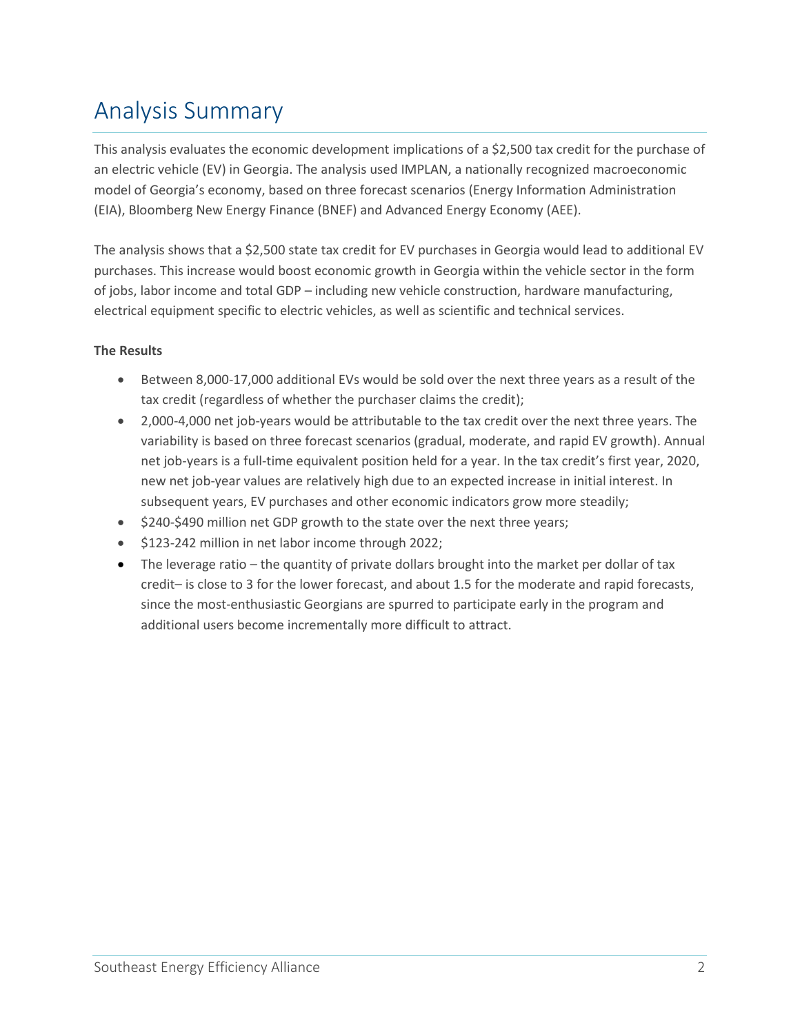# Analysis Summary

This analysis evaluates the economic development implications of a $2,500 tax credit for the purchase of an electric vehicle (EV) in Georgia. The analysis used IMPLAN, a nationally recognized macroeconomic model of Georgia's economy, based on three forecast scenarios (Energy Information Administration (EIA), Bloomberg New Energy Finance (BNEF) and Advanced Energy Economy (AEE).

The analysis shows that a $2,500 state tax credit for EV purchases in Georgia would lead to additional EV purchases. This increase would boost economic growth in Georgia within the vehicle sector in the form of jobs, labor income and total GDP – including new vehicle construction, hardware manufacturing, electrical equipment specific to electric vehicles, as well as scientific and technical services.

**The Results**

- Between 8,000-17,000 additional EVs would be sold over the next three years as a result of the tax credit (regardless of whether the purchaser claims the credit);
- 2,000-4,000 net job-years would be attributable to the tax credit over the next three years. The variability is based on three forecast scenarios (gradual, moderate, and rapid EV growth). Annual net job-years is a full-time equivalent position held for a year. In the tax credit's first year, 2020, new net job-year values are relatively high due to an expected increase in initial interest. In subsequent years, EV purchases and other economic indicators grow more steadily;
- $240-$490 million net GDP growth to the state over the next three years;
- $123-242 million in net labor income through 2022;
- The leverage ratio – the quantity of private dollars brought into the market per dollar of tax credit– is close to 3 for the lower forecast, and about 1.5 for the moderate and rapid forecasts, since the most-enthusiastic Georgians are spurred to participate early in the program and additional users become incrementally more difficult to attract.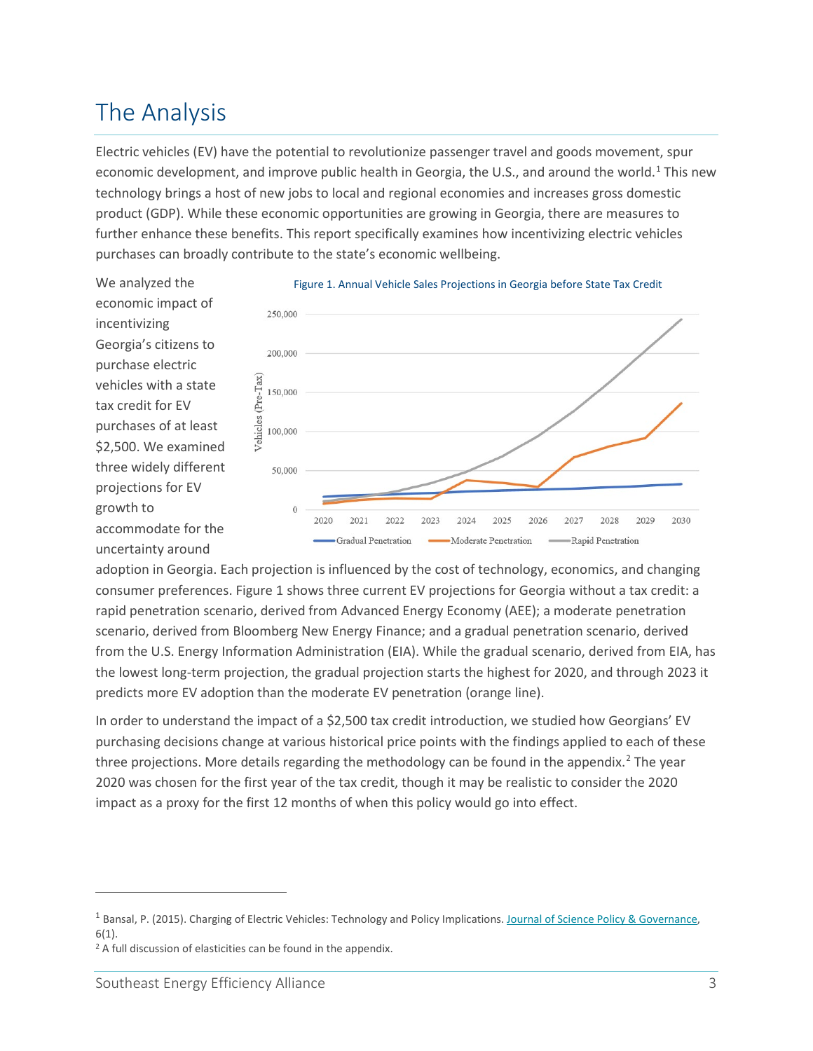# The Analysis

Electric vehicles (EV) have the potential to revolutionize passenger travel and goods movement, spur economic development, and improve public health in Georgia, the U.S., and around the world.[1] This new technology brings a host of new jobs to local and regional economies and increases gross domestic product (GDP). While these economic opportunities are growing in Georgia, there are measures to further enhance these benefits. This report specifically examines how incentivizing electric vehicles purchases can broadly contribute to the state's economic wellbeing.

We analyzed the economic impact of incentivizing Georgia's citizens to purchase electric vehicles with a state tax credit for EV purchases of at least $2,500. We examined three widely different projections for EV growth to accommodate for the uncertainty around adoption in Georgia. Each projection is influenced by the cost of technology, economics, and changing consumer preferences. Figure 1 shows three current EV projections for Georgia without a tax credit: a rapid penetration scenario, derived from Advanced Energy Economy (AEE); a moderate penetration scenario, derived from Bloomberg New Energy Finance; and a gradual penetration scenario, derived from the U.S. Energy Information Administration (EIA). While the gradual scenario, derived from EIA, has the lowest long-term projection, the gradual projection starts the highest for 2020, and through 2023 it predicts more EV adoption than the moderate EV penetration (orange line).

Figure 1. Annual Vehicle Sales Projections in Georgia before State Tax Credit

In order to understand the impact of a $2,500 tax credit introduction, we studied how Georgians' EV purchasing decisions change at various historical price points with the findings applied to each of these three projections. More details regarding the methodology can be found in the appendix.[2] The year 2020 was chosen for the first year of the tax credit, though it may be realistic to consider the 2020 impact as a proxy for the first 12 months of when this policy would go into effect.

---

[1] Bansal, P. (2015). Charging of Electric Vehicles: Technology and Policy Implications. Journal of Science Policy & Governance, 6(1).

[2] A full discussion of elasticities can be found in the appendix.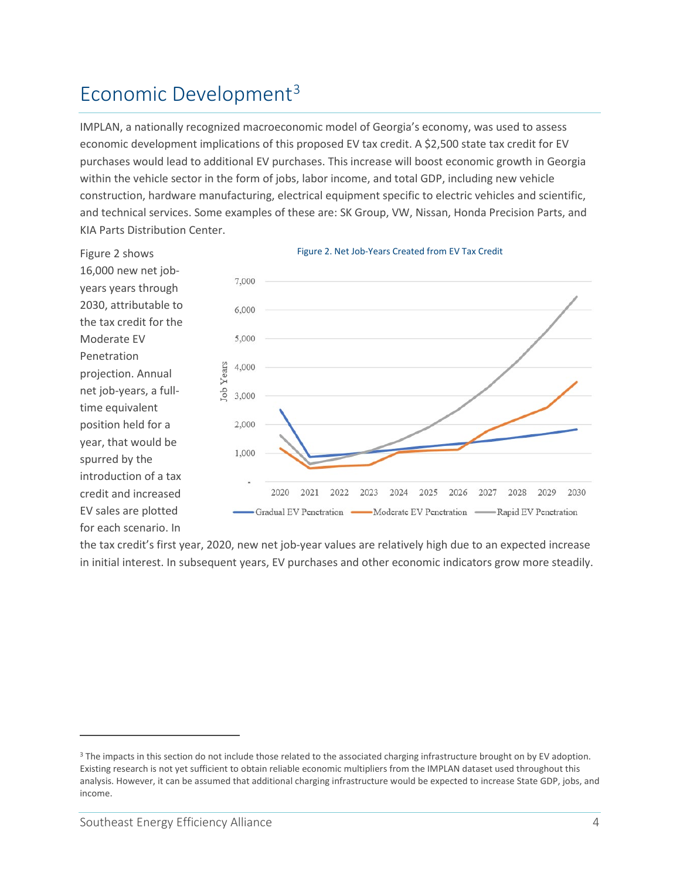# Economic Development[3]

IMPLAN, a nationally recognized macroeconomic model of Georgia's economy, was used to assess economic development implications of this proposed EV tax credit. A $2,500 state tax credit for EV purchases would lead to additional EV purchases. This increase will boost economic growth in Georgia within the vehicle sector in the form of jobs, labor income, and total GDP, including new vehicle construction, hardware manufacturing, electrical equipment specific to electric vehicles and scientific, and technical services. Some examples of these are: SK Group, VW, Nissan, Honda Precision Parts, and KIA Parts Distribution Center.

Figure 2 shows 16,000 new net job-years years through 2030, attributable to the tax credit for the Moderate EV Penetration projection. Annual net job-years, a full-time equivalent position held for a year, that would be spurred by the introduction of a tax credit and increased EV sales are plotted for each scenario. In the tax credit's first year, 2020, new net job-year values are relatively high due to an expected increase in initial interest. In subsequent years, EV purchases and other economic indicators grow more steadily.

Figure 2. Net Job-Years Created from EV Tax Credit

---

[3] The impacts in this section do not include those related to the associated charging infrastructure brought on by EV adoption. Existing research is not yet sufficient to obtain reliable economic multipliers from the IMPLAN dataset used throughout this analysis. However, it can be assumed that additional charging infrastructure would be expected to increase State GDP, jobs, and income.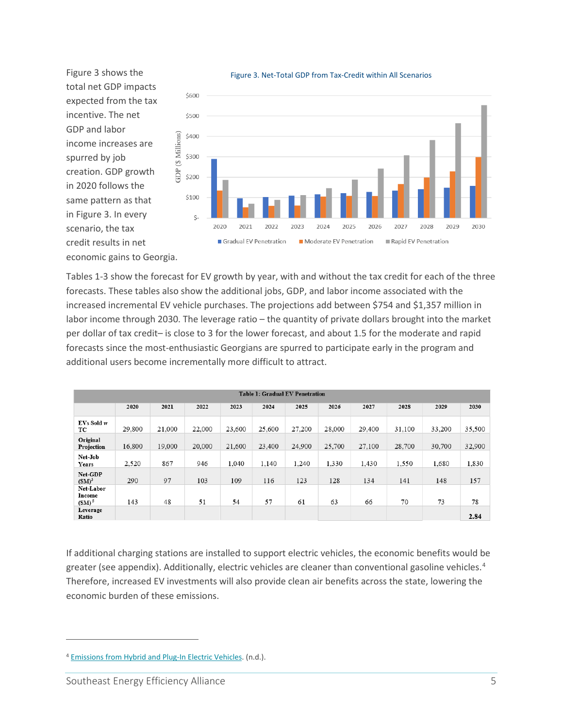Figure 3 shows the total net GDP impacts expected from the tax incentive. The net GDP and labor income increases are spurred by job creation. GDP growth in 2020 follows the same pattern as that in Figure 3. In every scenario, the tax credit results in net economic gains to Georgia.

Figure 3. Net-Total GDP from Tax-Credit within All Scenarios

Tables 1-3 show the forecast for EV growth by year, with and without the tax credit for each of the three forecasts. These tables also show the additional jobs, GDP, and labor income associated with the increased incremental EV vehicle purchases. The projections add between $754 and $1,357 million in labor income through 2030. The leverage ratio – the quantity of private dollars brought into the market per dollar of tax credit– is close to 3 for the lower forecast, and about 1.5 for the moderate and rapid forecasts since the most-enthusiastic Georgians are spurred to participate early in the program and additional users become incrementally more difficult to attract.

**Table 1: Gradual EV Penetration**

| | 2020 | 2021 | 2022 | 2023 | 2024 | 2025 | 2026 | 2027 | 2028 | 2029 | 2030 |
|---|---|---|---|---|---|---|---|---|---|---|---|
| EVs Sold w TC | 29,800 | 21,000 | 22,000 | 23,600 | 25,600 | 27,200 | 28,000 | 29,400 | 31,100 | 33,200 | 35,500 |
| Original Projection | 16,800 | 19,000 | 20,000 | 21,600 | 23,400 | 24,900 | 25,700 | 27,100 | 28,700 | 30,700 | 32,900 |
| Net-Job Years | 2,520 | 867 | 946 | 1,040 | 1,140 | 1,240 | 1,330 | 1,430 | 1,550 | 1,680 | 1,830 |
| Net-GDP ($M)[3] | 290 | 97 | 103 | 109 | 116 | 123 | 128 | 134 | 141 | 148 | 157 |
| Net-Labor Income ($M)[5] | 143 | 48 | 51 | 54 | 57 | 61 | 63 | 66 | 70 | 73 | 78 |
| Leverage Ratio | | | | | | | | | | | 2.84 |

If additional charging stations are installed to support electric vehicles, the economic benefits would be greater (see appendix). Additionally, electric vehicles are cleaner than conventional gasoline vehicles.[4] Therefore, increased EV investments will also provide clean air benefits across the state, lowering the economic burden of these emissions.

[4] Emissions from Hybrid and Plug-In Electric Vehicles. (n.d.).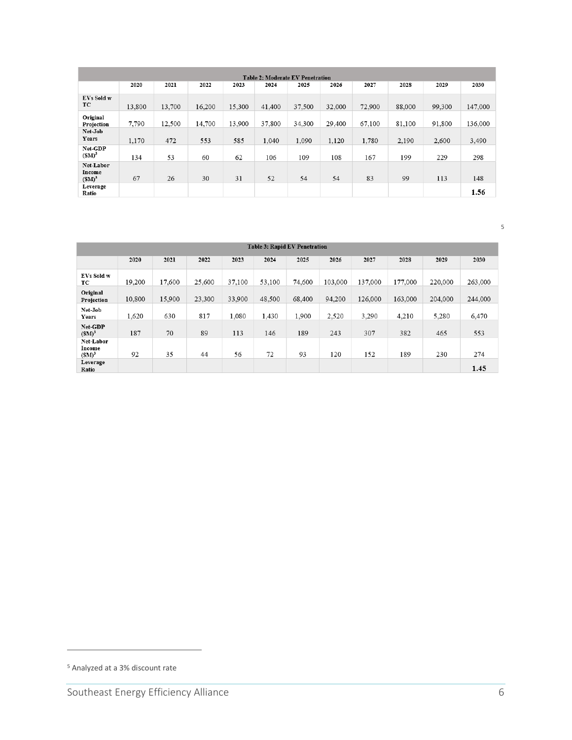| Table 2: Moderate EV Penetration | | | | | | | | | | | |
|---|---|---|---|---|---|---|---|---|---|---|---|
| | 2020 | 2021 | 2022 | 2023 | 2024 | 2025 | 2026 | 2027 | 2028 | 2029 | 2030 |
| EVs Sold w TC | 13,800 | 13,700 | 16,200 | 15,300 | 41,400 | 37,500 | 32,000 | 72,900 | 88,000 | 99,300 | 147,000 |
| Original Projection | 7,790 | 12,500 | 14,700 | 13,900 | 37,800 | 34,300 | 29,400 | 67,100 | 81,100 | 91,800 | 136,000 |
| Net-Job Years | 1,170 | 472 | 553 | 585 | 1,040 | 1,090 | 1,120 | 1,780 | 2,190 | 2,600 | 3,490 |
| Net-GDP ($M)[3] | 134 | 53 | 60 | 62 | 106 | 109 | 108 | 167 | 199 | 229 | 298 |
| Net-Labor Income ($M)[3] | 67 | 26 | 30 | 31 | 52 | 54 | 54 | 83 | 99 | 113 | 148 |
| Leverage Ratio | | | | | | | | | | | **1.56** |

[5]

| Table 3: Rapid EV Penetration | | | | | | | | | | | |
|---|---|---|---|---|---|---|---|---|---|---|---|
| | 2020 | 2021 | 2022 | 2023 | 2024 | 2025 | 2026 | 2027 | 2028 | 2029 | 2030 |
| EVs Sold w TC | 19,200 | 17,600 | 25,600 | 37,100 | 53,100 | 74,600 | 103,000 | 137,000 | 177,000 | 220,000 | 263,000 |
| Original Projection | 10,800 | 15,900 | 23,300 | 33,900 | 48,500 | 68,400 | 94,200 | 126,000 | 163,000 | 204,000 | 244,000 |
| Net-Job Years | 1,620 | 630 | 817 | 1,080 | 1,430 | 1,900 | 2,520 | 3,290 | 4,210 | 5,280 | 6,470 |
| Net-GDP ($M)[3] | 187 | 70 | 89 | 113 | 146 | 189 | 243 | 307 | 382 | 465 | 553 |
| Net-Labor Income ($M)[3] | 92 | 35 | 44 | 56 | 72 | 93 | 120 | 152 | 189 | 230 | 274 |
| Leverage Ratio | | | | | | | | | | | **1.45** |

[5] Analyzed at a 3% discount rate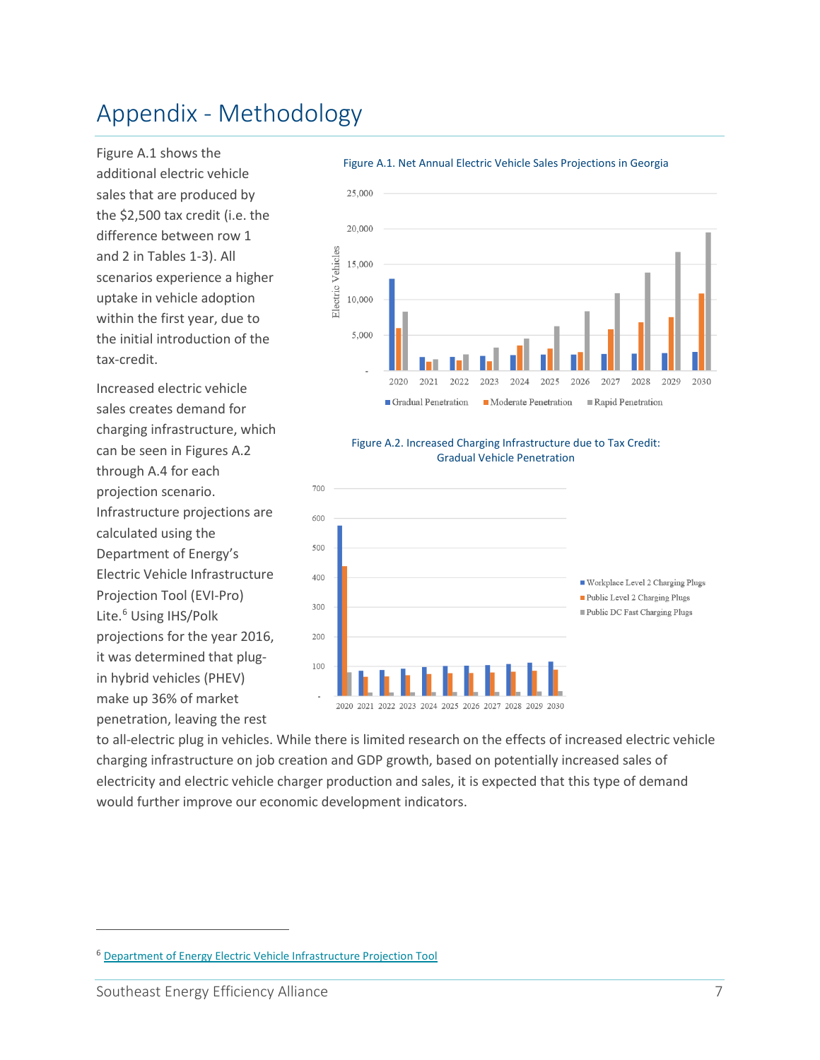# Appendix - Methodology

Figure A.1 shows the additional electric vehicle sales that are produced by the $2,500 tax credit (i.e. the difference between row 1 and 2 in Tables 1-3). All scenarios experience a higher uptake in vehicle adoption within the first year, due to the initial introduction of the tax-credit.

Figure A.1. Net Annual Electric Vehicle Sales Projections in Georgia

Increased electric vehicle sales creates demand for charging infrastructure, which can be seen in Figures A.2 through A.4 for each projection scenario. Infrastructure projections are calculated using the Department of Energy's Electric Vehicle Infrastructure Projection Tool (EVI-Pro) Lite.[6] Using IHS/Polk projections for the year 2016, it was determined that plug-in hybrid vehicles (PHEV) make up 36% of market penetration, leaving the rest to all-electric plug in vehicles. While there is limited research on the effects of increased electric vehicle charging infrastructure on job creation and GDP growth, based on potentially increased sales of electricity and electric vehicle charger production and sales, it is expected that this type of demand would further improve our economic development indicators.

Figure A.2. Increased Charging Infrastructure due to Tax Credit: Gradual Vehicle Penetration

[6] Department of Energy Electric Vehicle Infrastructure Projection Tool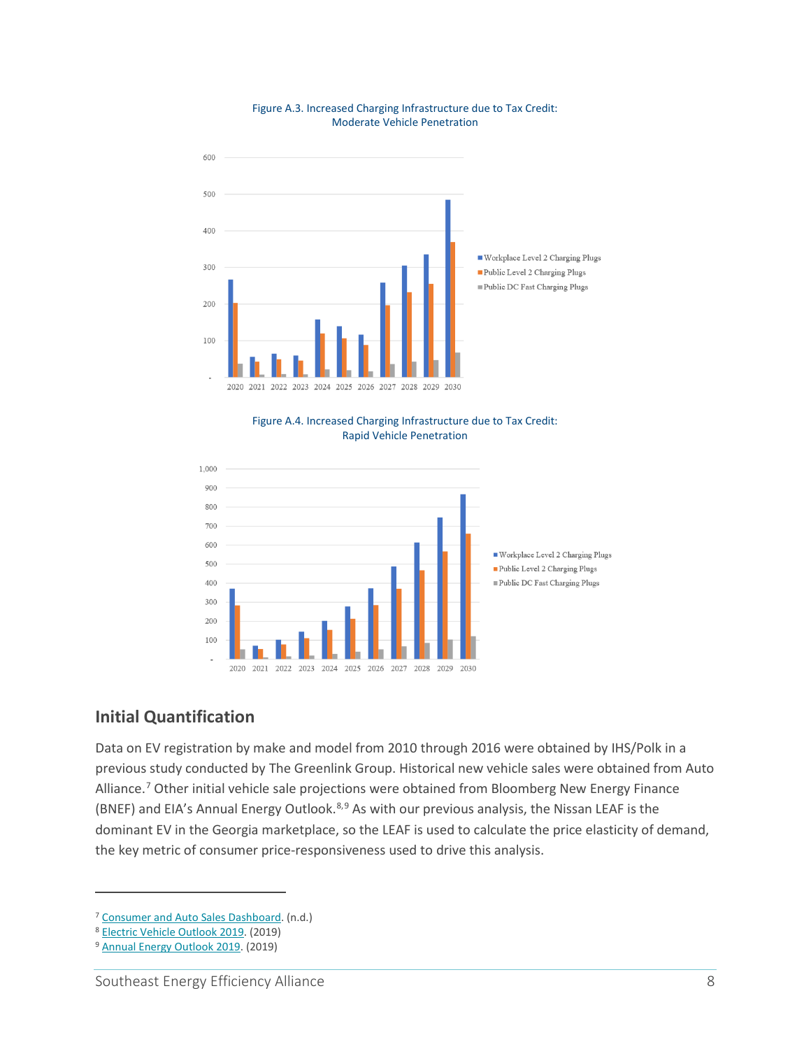Figure A.3. Increased Charging Infrastructure due to Tax Credit: Moderate Vehicle Penetration

Figure A.4. Increased Charging Infrastructure due to Tax Credit: Rapid Vehicle Penetration

## Initial Quantification

Data on EV registration by make and model from 2010 through 2016 were obtained by IHS/Polk in a previous study conducted by The Greenlink Group. Historical new vehicle sales were obtained from Auto Alliance.[7] Other initial vehicle sale projections were obtained from Bloomberg New Energy Finance (BNEF) and EIA's Annual Energy Outlook.[8,9] As with our previous analysis, the Nissan LEAF is the dominant EV in the Georgia marketplace, so the LEAF is used to calculate the price elasticity of demand, the key metric of consumer price-responsiveness used to drive this analysis.

---

[7] Consumer and Auto Sales Dashboard. (n.d.)

[8] Electric Vehicle Outlook 2019. (2019)

[9] Annual Energy Outlook 2019. (2019)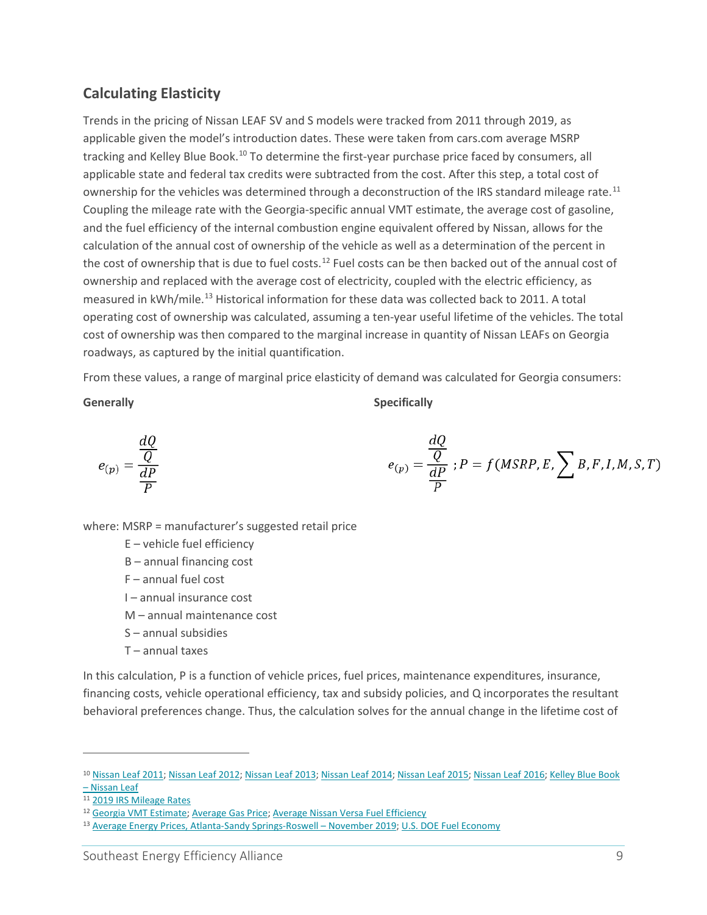## Calculating Elasticity

Trends in the pricing of Nissan LEAF SV and S models were tracked from 2011 through 2019, as applicable given the model's introduction dates. These were taken from cars.com average MSRP tracking and Kelley Blue Book.[10] To determine the first-year purchase price faced by consumers, all applicable state and federal tax credits were subtracted from the cost. After this step, a total cost of ownership for the vehicles was determined through a deconstruction of the IRS standard mileage rate.[11] Coupling the mileage rate with the Georgia-specific annual VMT estimate, the average cost of gasoline, and the fuel efficiency of the internal combustion engine equivalent offered by Nissan, allows for the calculation of the annual cost of ownership of the vehicle as well as a determination of the percent in the cost of ownership that is due to fuel costs.[12] Fuel costs can be then backed out of the annual cost of ownership and replaced with the average cost of electricity, coupled with the electric efficiency, as measured in kWh/mile.[13] Historical information for these data was collected back to 2011. A total operating cost of ownership was calculated, assuming a ten-year useful lifetime of the vehicles. The total cost of ownership was then compared to the marginal increase in quantity of Nissan LEAFs on Georgia roadways, as captured by the initial quantification.

From these values, a range of marginal price elasticity of demand was calculated for Georgia consumers:

**Generally**

$$e_{(p)} = \frac{\frac{dQ}{Q}}{\frac{dP}{P}}$$

**Specifically**

$$e_{(p)} = \frac{\frac{dQ}{Q}}{\frac{dP}{P}}\ ; P = f(MSRP, E, \sum B, F, I, M, S, T)$$

where: MSRP = manufacturer's suggested retail price

- E – vehicle fuel efficiency
- B – annual financing cost
- F – annual fuel cost
- I – annual insurance cost
- M – annual maintenance cost
- S – annual subsidies
- T – annual taxes

In this calculation, P is a function of vehicle prices, fuel prices, maintenance expenditures, insurance, financing costs, vehicle operational efficiency, tax and subsidy policies, and Q incorporates the resultant behavioral preferences change. Thus, the calculation solves for the annual change in the lifetime cost of

---

[10] Nissan Leaf 2011; Nissan Leaf 2012; Nissan Leaf 2013; Nissan Leaf 2014; Nissan Leaf 2015; Nissan Leaf 2016; Kelley Blue Book – Nissan Leaf

[11] 2019 IRS Mileage Rates

[12] Georgia VMT Estimate; Average Gas Price; Average Nissan Versa Fuel Efficiency

[13] Average Energy Prices, Atlanta-Sandy Springs-Roswell – November 2019; U.S. DOE Fuel Economy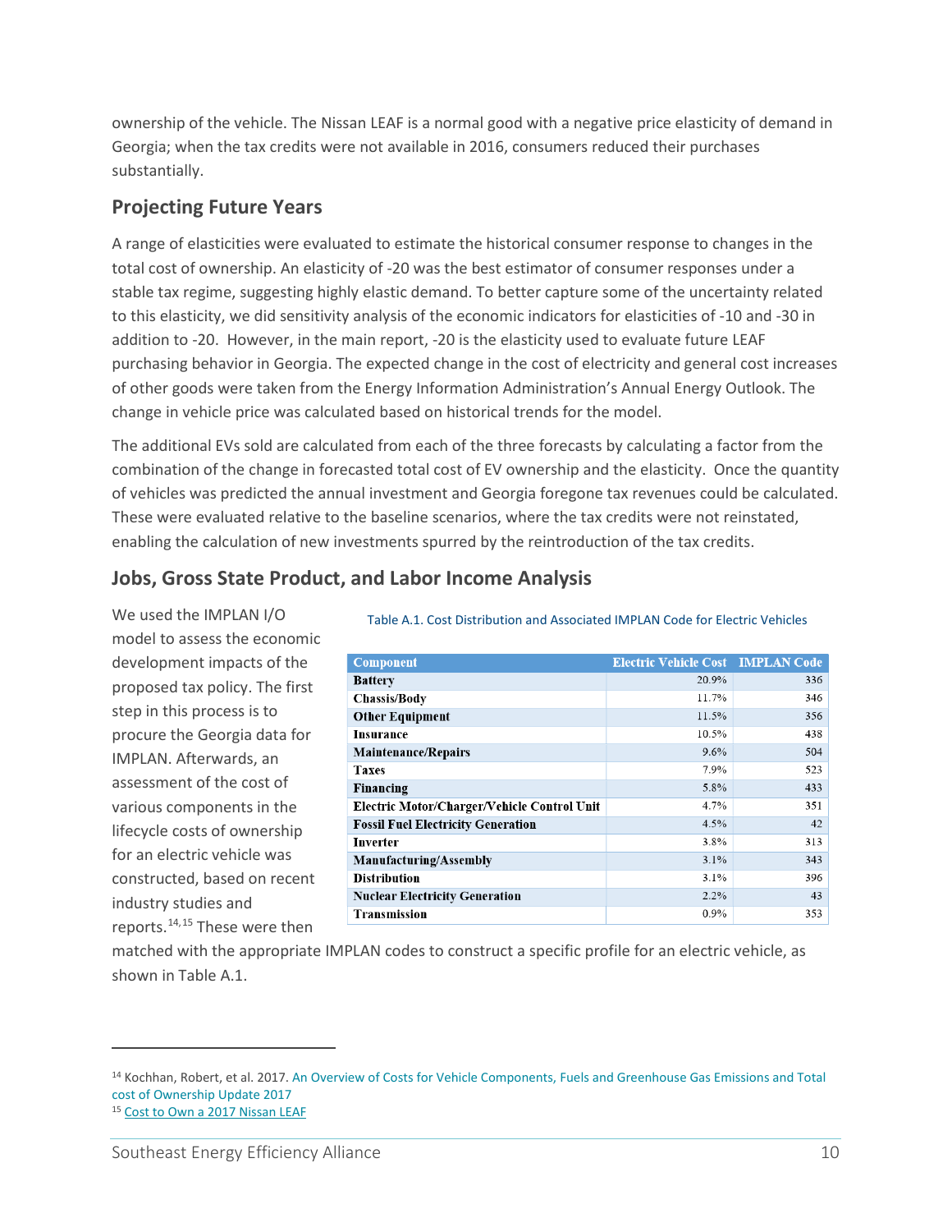ownership of the vehicle. The Nissan LEAF is a normal good with a negative price elasticity of demand in Georgia; when the tax credits were not available in 2016, consumers reduced their purchases substantially.

## Projecting Future Years

A range of elasticities were evaluated to estimate the historical consumer response to changes in the total cost of ownership. An elasticity of -20 was the best estimator of consumer responses under a stable tax regime, suggesting highly elastic demand. To better capture some of the uncertainty related to this elasticity, we did sensitivity analysis of the economic indicators for elasticities of -10 and -30 in addition to -20. However, in the main report, -20 is the elasticity used to evaluate future LEAF purchasing behavior in Georgia. The expected change in the cost of electricity and general cost increases of other goods were taken from the Energy Information Administration's Annual Energy Outlook. The change in vehicle price was calculated based on historical trends for the model.

The additional EVs sold are calculated from each of the three forecasts by calculating a factor from the combination of the change in forecasted total cost of EV ownership and the elasticity. Once the quantity of vehicles was predicted the annual investment and Georgia foregone tax revenues could be calculated. These were evaluated relative to the baseline scenarios, where the tax credits were not reinstated, enabling the calculation of new investments spurred by the reintroduction of the tax credits.

## Jobs, Gross State Product, and Labor Income Analysis

We used the IMPLAN I/O model to assess the economic development impacts of the proposed tax policy. The first step in this process is to procure the Georgia data for IMPLAN. Afterwards, an assessment of the cost of various components in the lifecycle costs of ownership for an electric vehicle was constructed, based on recent industry studies and reports.[14,15] These were then matched with the appropriate IMPLAN codes to construct a specific profile for an electric vehicle, as shown in Table A.1.

Table A.1. Cost Distribution and Associated IMPLAN Code for Electric Vehicles

| Component | Electric Vehicle Cost | IMPLAN Code |
|---|---|---|
| **Battery** | 20.9% | 336 |
| **Chassis/Body** | 11.7% | 346 |
| **Other Equipment** | 11.5% | 356 |
| **Insurance** | 10.5% | 438 |
| **Maintenance/Repairs** | 9.6% | 504 |
| **Taxes** | 7.9% | 523 |
| **Financing** | 5.8% | 433 |
| **Electric Motor/Charger/Vehicle Control Unit** | 4.7% | 351 |
| **Fossil Fuel Electricity Generation** | 4.5% | 42 |
| **Inverter** | 3.8% | 313 |
| **Manufacturing/Assembly** | 3.1% | 343 |
| **Distribution** | 3.1% | 396 |
| **Nuclear Electricity Generation** | 2.2% | 43 |
| **Transmission** | 0.9% | 353 |

[14] Kochhan, Robert, et al. 2017. An Overview of Costs for Vehicle Components, Fuels and Greenhouse Gas Emissions and Total cost of Ownership Update 2017

[15] Cost to Own a 2017 Nissan LEAF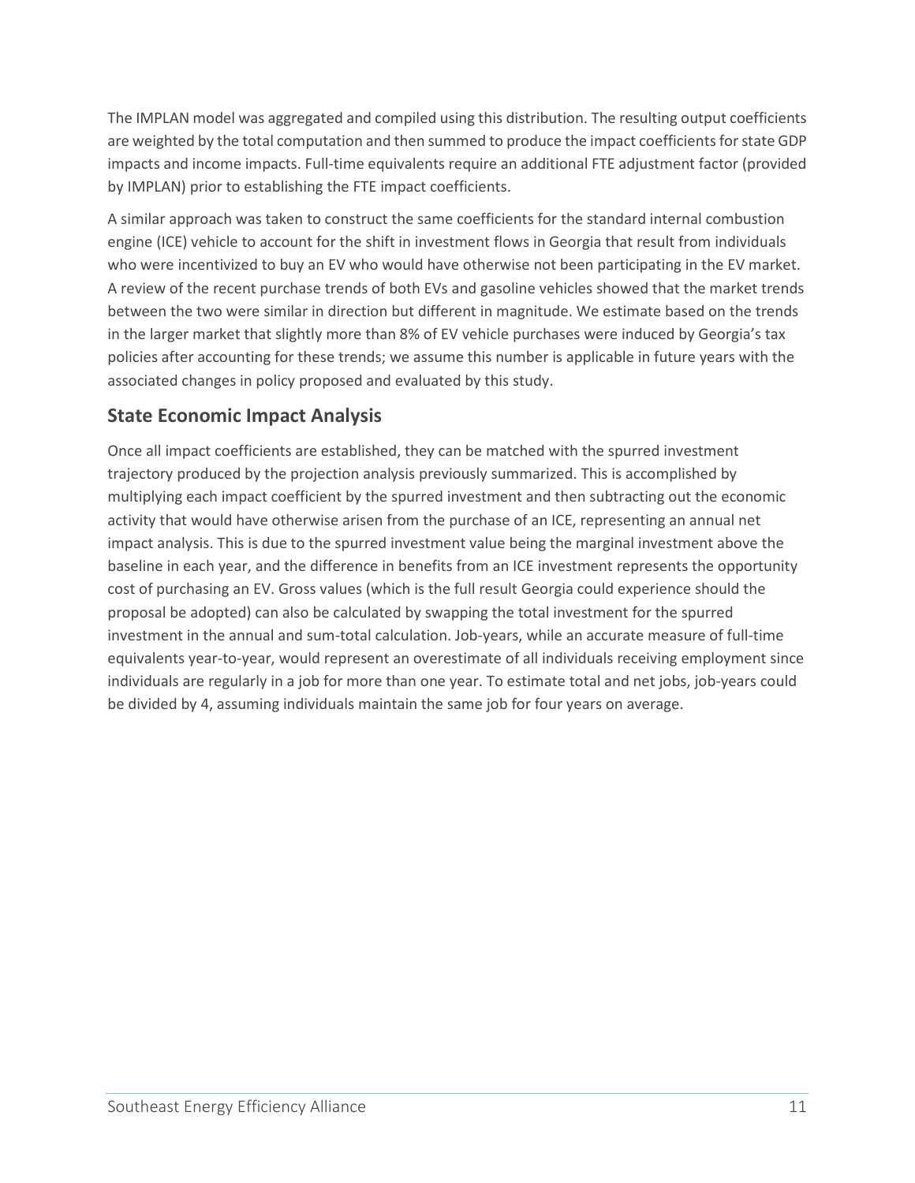The IMPLAN model was aggregated and compiled using this distribution. The resulting output coefficients are weighted by the total computation and then summed to produce the impact coefficients for state GDP impacts and income impacts. Full-time equivalents require an additional FTE adjustment factor (provided by IMPLAN) prior to establishing the FTE impact coefficients.

A similar approach was taken to construct the same coefficients for the standard internal combustion engine (ICE) vehicle to account for the shift in investment flows in Georgia that result from individuals who were incentivized to buy an EV who would have otherwise not been participating in the EV market. A review of the recent purchase trends of both EVs and gasoline vehicles showed that the market trends between the two were similar in direction but different in magnitude. We estimate based on the trends in the larger market that slightly more than 8% of EV vehicle purchases were induced by Georgia's tax policies after accounting for these trends; we assume this number is applicable in future years with the associated changes in policy proposed and evaluated by this study.

## State Economic Impact Analysis

Once all impact coefficients are established, they can be matched with the spurred investment trajectory produced by the projection analysis previously summarized. This is accomplished by multiplying each impact coefficient by the spurred investment and then subtracting out the economic activity that would have otherwise arisen from the purchase of an ICE, representing an annual net impact analysis. This is due to the spurred investment value being the marginal investment above the baseline in each year, and the difference in benefits from an ICE investment represents the opportunity cost of purchasing an EV. Gross values (which is the full result Georgia could experience should the proposal be adopted) can also be calculated by swapping the total investment for the spurred investment in the annual and sum-total calculation. Job-years, while an accurate measure of full-time equivalents year-to-year, would represent an overestimate of all individuals receiving employment since individuals are regularly in a job for more than one year. To estimate total and net jobs, job-years could be divided by 4, assuming individuals maintain the same job for four years on average.